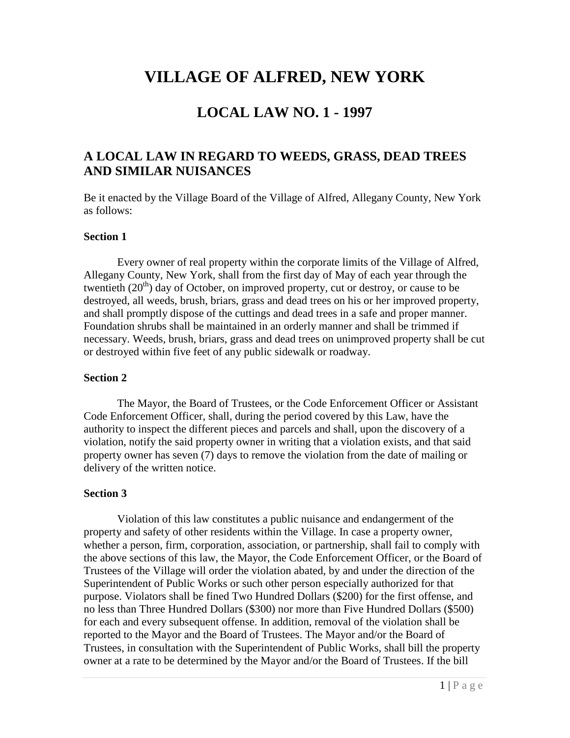# VILLAGE OF ALFRED, NEW YORK

## LOCAL LAW NO. 1 - 1997

### A LOCAL LAW IN REGARD TO WEEDS, GRASS, DEAD TREES AND SIMILAR NUISANCES

Be it enacted by the Village Board of the Village of Alfred, Allegany County, New York as follows:

**Section 1**

Every owner of real property within the corporate limits of the Village of Alfred, Allegany County, New York, shall from the first day of May of each year through the twentieth (20th) day of October, on improved property, cut or destroy, or cause to be destroyed, all weeds, brush, briars, grass and dead trees on his or her improved property, and shall promptly dispose of the cuttings and dead trees in a safe and proper manner. Foundation shrubs shall be maintained in an orderly manner and shall be trimmed if necessary. Weeds, brush, briars, grass and dead trees on unimproved property shall be cut or destroyed within five feet of any public sidewalk or roadway.

**Section 2**

The Mayor, the Board of Trustees, or the Code Enforcement Officer or Assistant Code Enforcement Officer, shall, during the period covered by this Law, have the authority to inspect the different pieces and parcels and shall, upon the discovery of a violation, notify the said property owner in writing that a violation exists, and that said property owner has seven (7) days to remove the violation from the date of mailing or delivery of the written notice.

**Section 3**

Violation of this law constitutes a public nuisance and endangerment of the property and safety of other residents within the Village. In case a property owner, whether a person, firm, corporation, association, or partnership, shall fail to comply with the above sections of this law, the Mayor, the Code Enforcement Officer, or the Board of Trustees of the Village will order the violation abated, by and under the direction of the Superintendent of Public Works or such other person especially authorized for that purpose. Violators shall be fined Two Hundred Dollars ($200) for the first offense, and no less than Three Hundred Dollars ($300) nor more than Five Hundred Dollars ($500) for each and every subsequent offense. In addition, removal of the violation shall be reported to the Mayor and the Board of Trustees. The Mayor and/or the Board of Trustees, in consultation with the Superintendent of Public Works, shall bill the property owner at a rate to be determined by the Mayor and/or the Board of Trustees. If the bill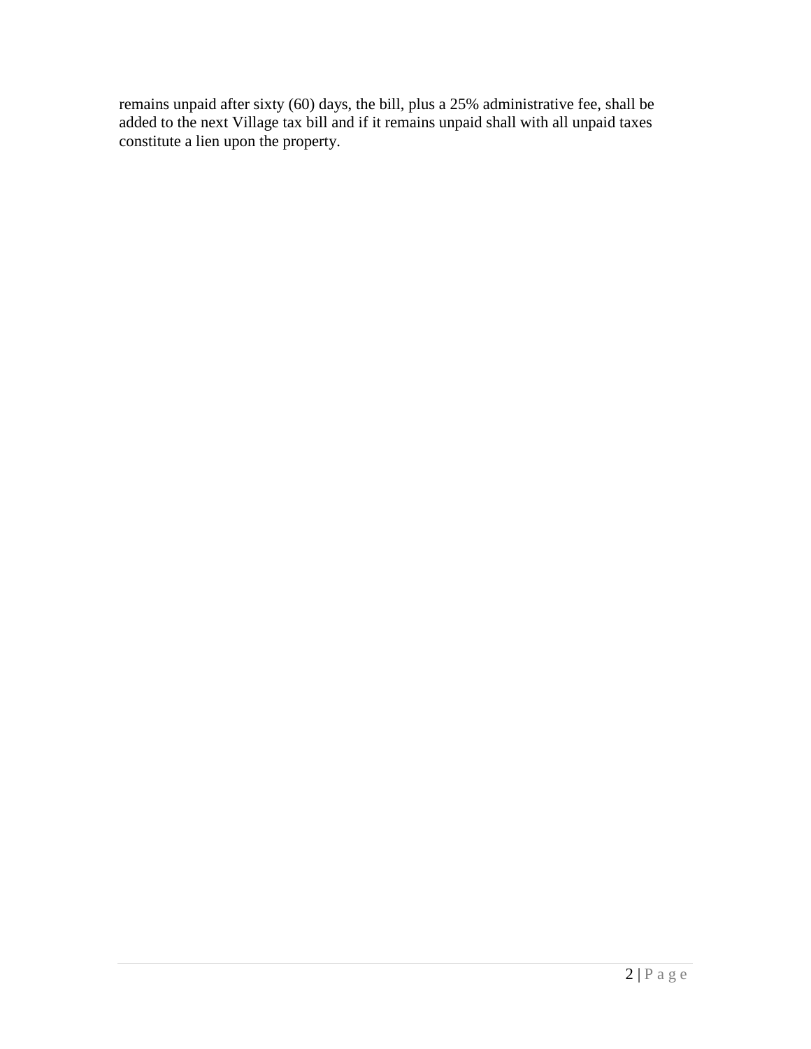remains unpaid after sixty (60) days, the bill, plus a 25% administrative fee, shall be added to the next Village tax bill and if it remains unpaid shall with all unpaid taxes constitute a lien upon the property.